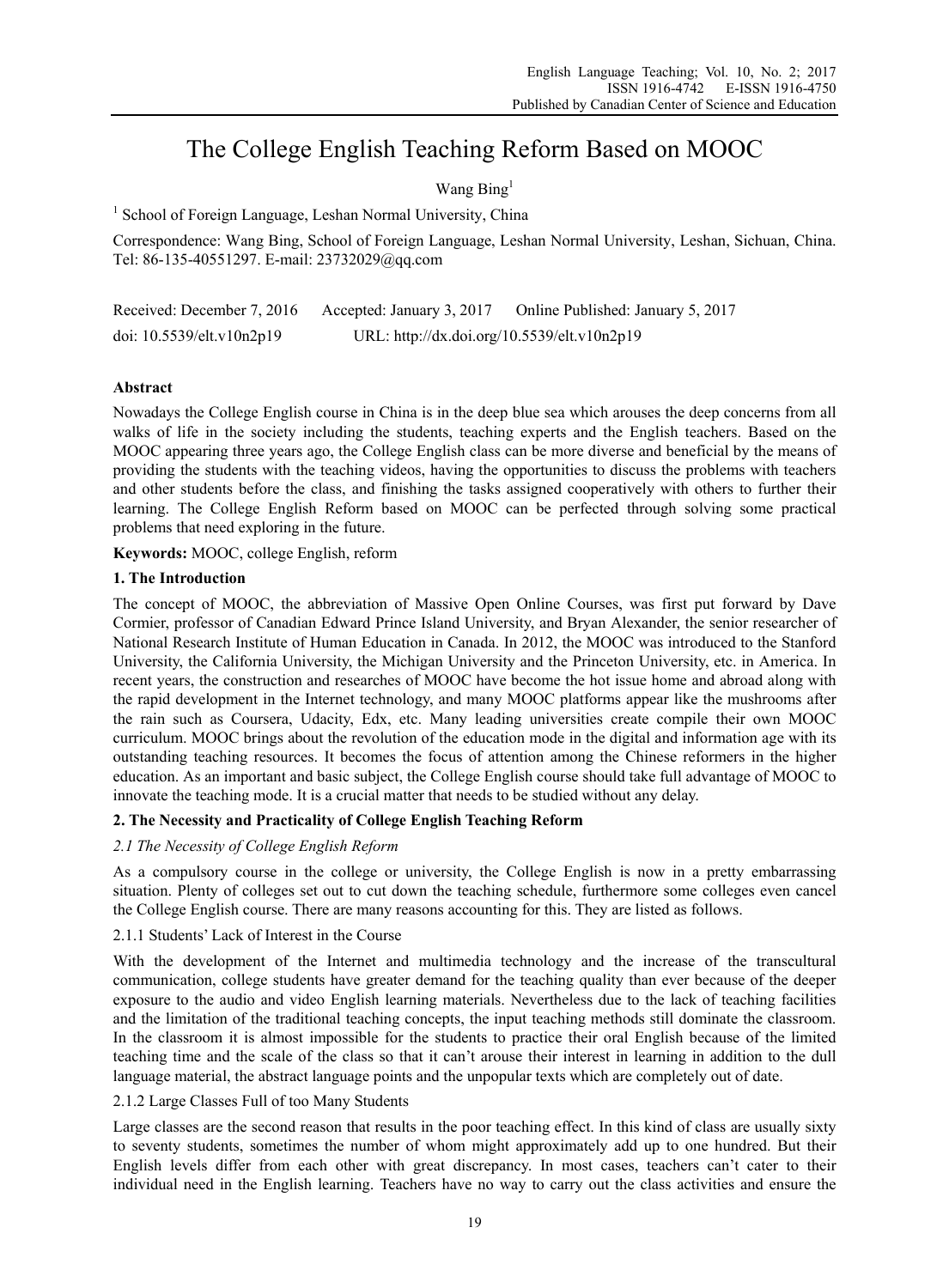# The College English Teaching Reform Based on MOOC

Wang Bing[1]

[1] School of Foreign Language, Leshan Normal University, China

Correspondence: Wang Bing, School of Foreign Language, Leshan Normal University, Leshan, Sichuan, China. Tel: 86-135-40551297. E-mail: 23732029@qq.com

Received: December 7, 2016 Accepted: January 3, 2017 Online Published: January 5, 2017

doi: 10.5539/elt.v10n2p19 URL: http://dx.doi.org/10.5539/elt.v10n2p19

## Abstract

Nowadays the College English course in China is in the deep blue sea which arouses the deep concerns from all walks of life in the society including the students, teaching experts and the English teachers. Based on the MOOC appearing three years ago, the College English class can be more diverse and beneficial by the means of providing the students with the teaching videos, having the opportunities to discuss the problems with teachers and other students before the class, and finishing the tasks assigned cooperatively with others to further their learning. The College English Reform based on MOOC can be perfected through solving some practical problems that need exploring in the future.

**Keywords:** MOOC, college English, reform

## 1. The Introduction

The concept of MOOC, the abbreviation of Massive Open Online Courses, was first put forward by Dave Cormier, professor of Canadian Edward Prince Island University, and Bryan Alexander, the senior researcher of National Research Institute of Human Education in Canada. In 2012, the MOOC was introduced to the Stanford University, the California University, the Michigan University and the Princeton University, etc. in America. In recent years, the construction and researches of MOOC have become the hot issue home and abroad along with the rapid development in the Internet technology, and many MOOC platforms appear like the mushrooms after the rain such as Coursera, Udacity, Edx, etc. Many leading universities create compile their own MOOC curriculum. MOOC brings about the revolution of the education mode in the digital and information age with its outstanding teaching resources. It becomes the focus of attention among the Chinese reformers in the higher education. As an important and basic subject, the College English course should take full advantage of MOOC to innovate the teaching mode. It is a crucial matter that needs to be studied without any delay.

## 2. The Necessity and Practicality of College English Teaching Reform

### *2.1 The Necessity of College English Reform*

As a compulsory course in the college or university, the College English is now in a pretty embarrassing situation. Plenty of colleges set out to cut down the teaching schedule, furthermore some colleges even cancel the College English course. There are many reasons accounting for this. They are listed as follows.

#### 2.1.1 Students' Lack of Interest in the Course

With the development of the Internet and multimedia technology and the increase of the transcultural communication, college students have greater demand for the teaching quality than ever because of the deeper exposure to the audio and video English learning materials. Nevertheless due to the lack of teaching facilities and the limitation of the traditional teaching concepts, the input teaching methods still dominate the classroom. In the classroom it is almost impossible for the students to practice their oral English because of the limited teaching time and the scale of the class so that it can't arouse their interest in learning in addition to the dull language material, the abstract language points and the unpopular texts which are completely out of date.

#### 2.1.2 Large Classes Full of too Many Students

Large classes are the second reason that results in the poor teaching effect. In this kind of class are usually sixty to seventy students, sometimes the number of whom might approximately add up to one hundred. But their English levels differ from each other with great discrepancy. In most cases, teachers can't cater to their individual need in the English learning. Teachers have no way to carry out the class activities and ensure the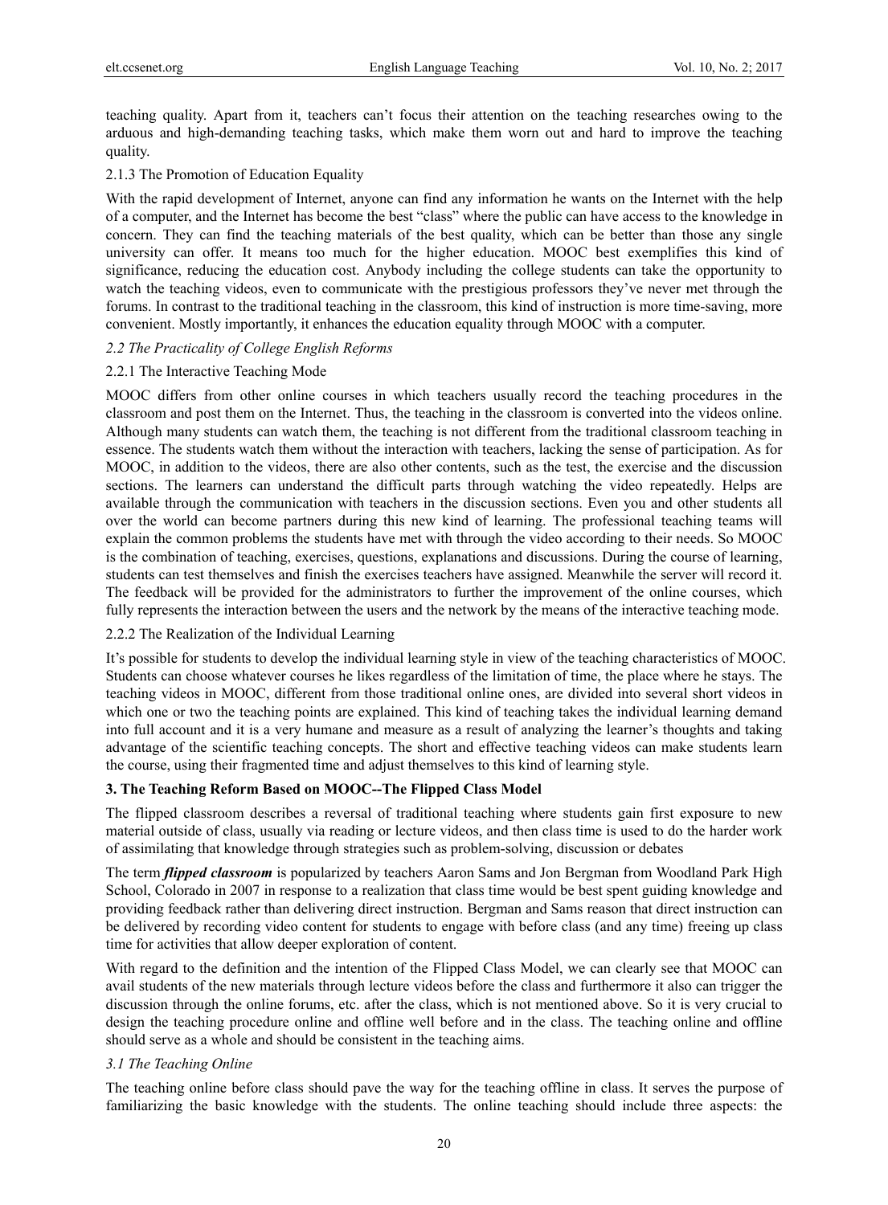teaching quality. Apart from it, teachers can't focus their attention on the teaching researches owing to the arduous and high-demanding teaching tasks, which make them worn out and hard to improve the teaching quality.

#### 2.1.3 The Promotion of Education Equality

With the rapid development of Internet, anyone can find any information he wants on the Internet with the help of a computer, and the Internet has become the best "class" where the public can have access to the knowledge in concern. They can find the teaching materials of the best quality, which can be better than those any single university can offer. It means too much for the higher education. MOOC best exemplifies this kind of significance, reducing the education cost. Anybody including the college students can take the opportunity to watch the teaching videos, even to communicate with the prestigious professors they've never met through the forums. In contrast to the traditional teaching in the classroom, this kind of instruction is more time-saving, more convenient. Mostly importantly, it enhances the education equality through MOOC with a computer.

### *2.2 The Practicality of College English Reforms*

#### 2.2.1 The Interactive Teaching Mode

MOOC differs from other online courses in which teachers usually record the teaching procedures in the classroom and post them on the Internet. Thus, the teaching in the classroom is converted into the videos online. Although many students can watch them, the teaching is not different from the traditional classroom teaching in essence. The students watch them without the interaction with teachers, lacking the sense of participation. As for MOOC, in addition to the videos, there are also other contents, such as the test, the exercise and the discussion sections. The learners can understand the difficult parts through watching the video repeatedly. Helps are available through the communication with teachers in the discussion sections. Even you and other students all over the world can become partners during this new kind of learning. The professional teaching teams will explain the common problems the students have met with through the video according to their needs. So MOOC is the combination of teaching, exercises, questions, explanations and discussions. During the course of learning, students can test themselves and finish the exercises teachers have assigned. Meanwhile the server will record it. The feedback will be provided for the administrators to further the improvement of the online courses, which fully represents the interaction between the users and the network by the means of the interactive teaching mode.

#### 2.2.2 The Realization of the Individual Learning

It's possible for students to develop the individual learning style in view of the teaching characteristics of MOOC. Students can choose whatever courses he likes regardless of the limitation of time, the place where he stays. The teaching videos in MOOC, different from those traditional online ones, are divided into several short videos in which one or two the teaching points are explained. This kind of teaching takes the individual learning demand into full account and it is a very humane and measure as a result of analyzing the learner's thoughts and taking advantage of the scientific teaching concepts. The short and effective teaching videos can make students learn the course, using their fragmented time and adjust themselves to this kind of learning style.

## 3. The Teaching Reform Based on MOOC--The Flipped Class Model

The flipped classroom describes a reversal of traditional teaching where students gain first exposure to new material outside of class, usually via reading or lecture videos, and then class time is used to do the harder work of assimilating that knowledge through strategies such as problem-solving, discussion or debates

The term ***flipped classroom*** is popularized by teachers Aaron Sams and Jon Bergman from Woodland Park High School, Colorado in 2007 in response to a realization that class time would be best spent guiding knowledge and providing feedback rather than delivering direct instruction. Bergman and Sams reason that direct instruction can be delivered by recording video content for students to engage with before class (and any time) freeing up class time for activities that allow deeper exploration of content.

With regard to the definition and the intention of the Flipped Class Model, we can clearly see that MOOC can avail students of the new materials through lecture videos before the class and furthermore it also can trigger the discussion through the online forums, etc. after the class, which is not mentioned above. So it is very crucial to design the teaching procedure online and offline well before and in the class. The teaching online and offline should serve as a whole and should be consistent in the teaching aims.

### *3.1 The Teaching Online*

The teaching online before class should pave the way for the teaching offline in class. It serves the purpose of familiarizing the basic knowledge with the students. The online teaching should include three aspects: the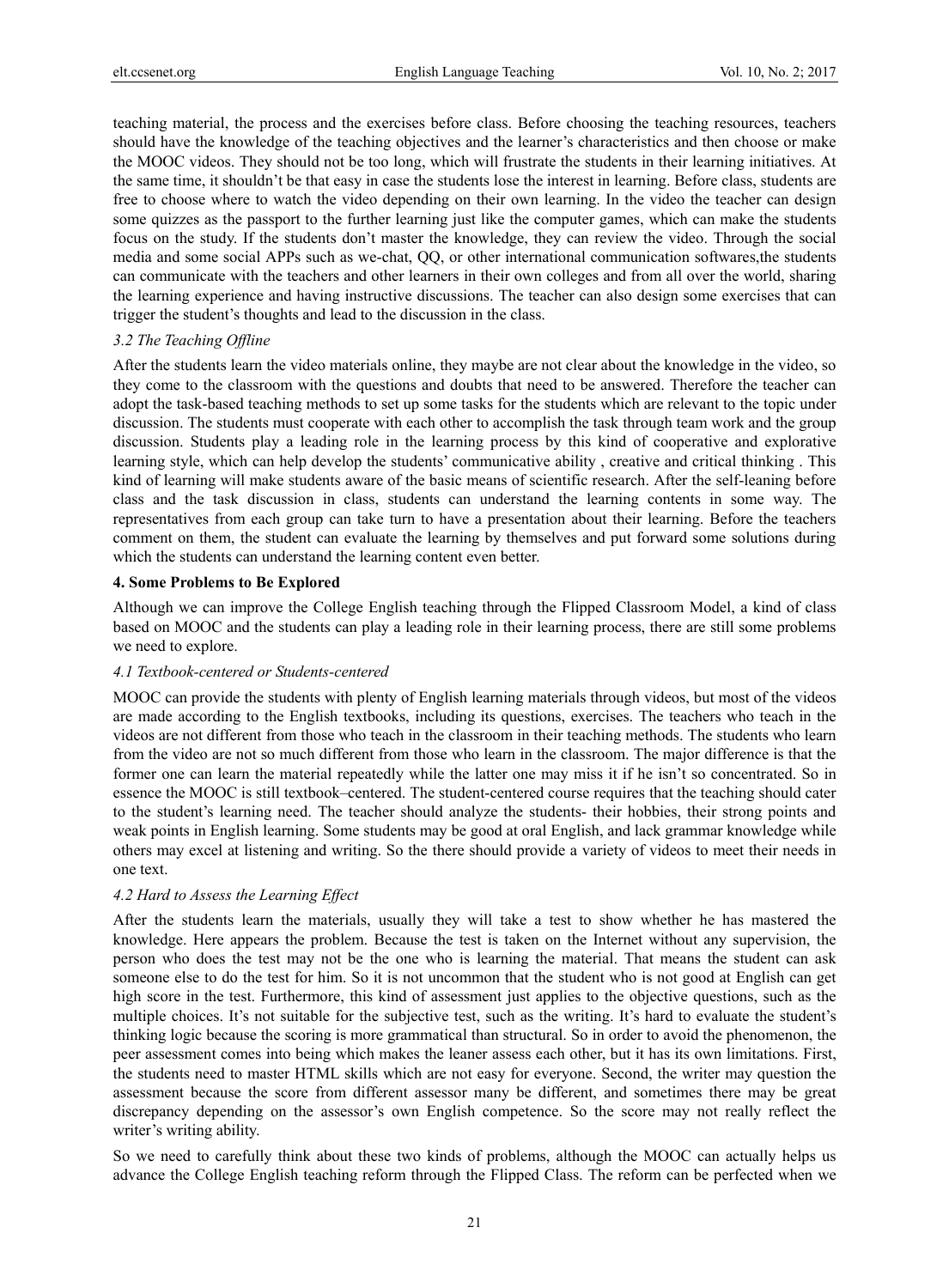teaching material, the process and the exercises before class. Before choosing the teaching resources, teachers should have the knowledge of the teaching objectives and the learner's characteristics and then choose or make the MOOC videos. They should not be too long, which will frustrate the students in their learning initiatives. At the same time, it shouldn't be that easy in case the students lose the interest in learning. Before class, students are free to choose where to watch the video depending on their own learning. In the video the teacher can design some quizzes as the passport to the further learning just like the computer games, which can make the students focus on the study. If the students don't master the knowledge, they can review the video. Through the social media and some social APPs such as we-chat, QQ, or other international communication softwares,the students can communicate with the teachers and other learners in their own colleges and from all over the world, sharing the learning experience and having instructive discussions. The teacher can also design some exercises that can trigger the student's thoughts and lead to the discussion in the class.

### *3.2 The Teaching Offline*

After the students learn the video materials online, they maybe are not clear about the knowledge in the video, so they come to the classroom with the questions and doubts that need to be answered. Therefore the teacher can adopt the task-based teaching methods to set up some tasks for the students which are relevant to the topic under discussion. The students must cooperate with each other to accomplish the task through team work and the group discussion. Students play a leading role in the learning process by this kind of cooperative and explorative learning style, which can help develop the students' communicative ability , creative and critical thinking . This kind of learning will make students aware of the basic means of scientific research. After the self-leaning before class and the task discussion in class, students can understand the learning contents in some way. The representatives from each group can take turn to have a presentation about their learning. Before the teachers comment on them, the student can evaluate the learning by themselves and put forward some solutions during which the students can understand the learning content even better.

## **4. Some Problems to Be Explored**

Although we can improve the College English teaching through the Flipped Classroom Model, a kind of class based on MOOC and the students can play a leading role in their learning process, there are still some problems we need to explore.

### *4.1 Textbook-centered or Students-centered*

MOOC can provide the students with plenty of English learning materials through videos, but most of the videos are made according to the English textbooks, including its questions, exercises. The teachers who teach in the videos are not different from those who teach in the classroom in their teaching methods. The students who learn from the video are not so much different from those who learn in the classroom. The major difference is that the former one can learn the material repeatedly while the latter one may miss it if he isn't so concentrated. So in essence the MOOC is still textbook–centered. The student-centered course requires that the teaching should cater to the student's learning need. The teacher should analyze the students- their hobbies, their strong points and weak points in English learning. Some students may be good at oral English, and lack grammar knowledge while others may excel at listening and writing. So the there should provide a variety of videos to meet their needs in one text.

### *4.2 Hard to Assess the Learning Effect*

After the students learn the materials, usually they will take a test to show whether he has mastered the knowledge. Here appears the problem. Because the test is taken on the Internet without any supervision, the person who does the test may not be the one who is learning the material. That means the student can ask someone else to do the test for him. So it is not uncommon that the student who is not good at English can get high score in the test. Furthermore, this kind of assessment just applies to the objective questions, such as the multiple choices. It's not suitable for the subjective test, such as the writing. It's hard to evaluate the student's thinking logic because the scoring is more grammatical than structural. So in order to avoid the phenomenon, the peer assessment comes into being which makes the leaner assess each other, but it has its own limitations. First, the students need to master HTML skills which are not easy for everyone. Second, the writer may question the assessment because the score from different assessor many be different, and sometimes there may be great discrepancy depending on the assessor's own English competence. So the score may not really reflect the writer's writing ability.

So we need to carefully think about these two kinds of problems, although the MOOC can actually helps us advance the College English teaching reform through the Flipped Class. The reform can be perfected when we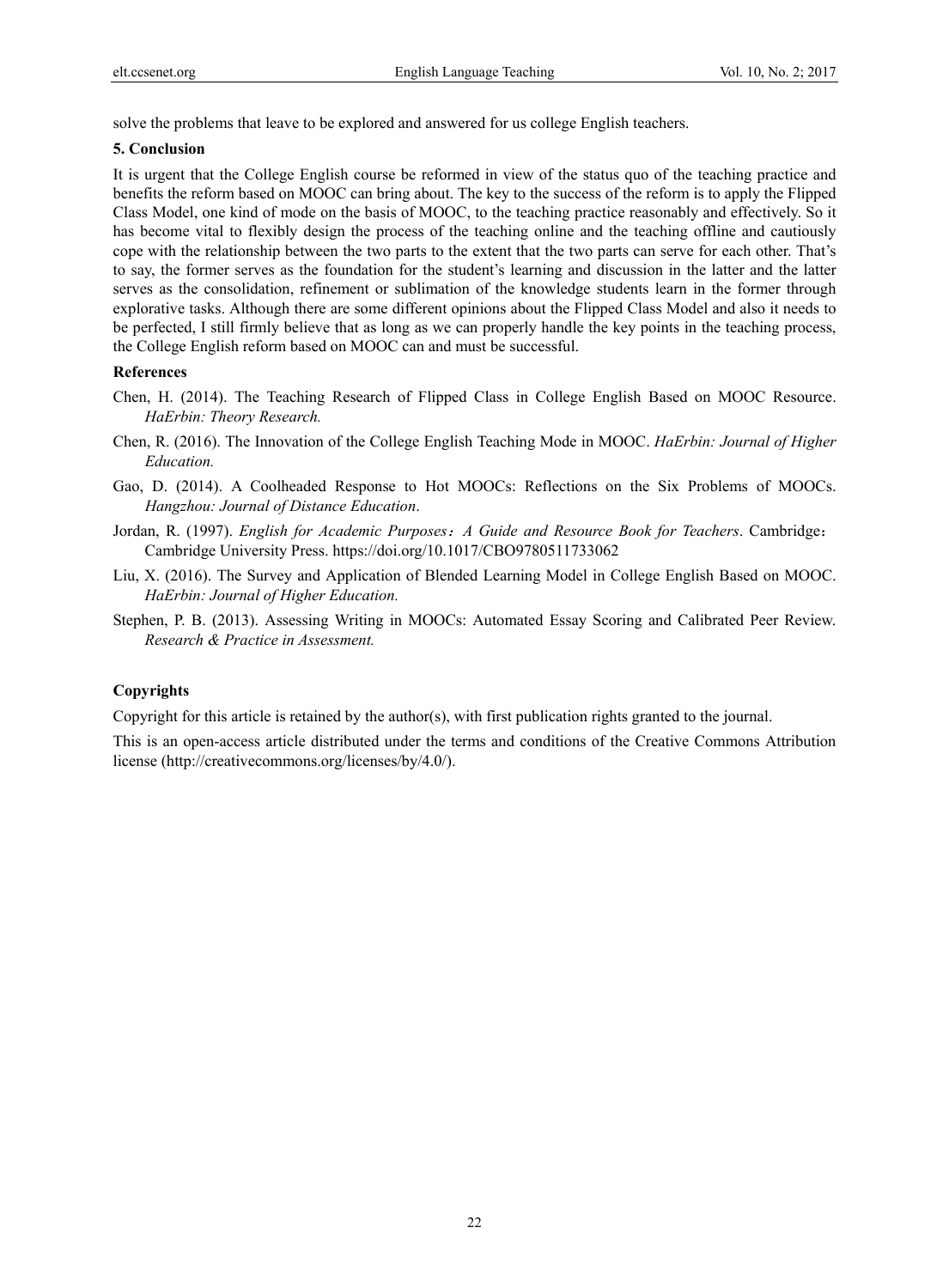solve the problems that leave to be explored and answered for us college English teachers.

### 5. Conclusion

It is urgent that the College English course be reformed in view of the status quo of the teaching practice and benefits the reform based on MOOC can bring about. The key to the success of the reform is to apply the Flipped Class Model, one kind of mode on the basis of MOOC, to the teaching practice reasonably and effectively. So it has become vital to flexibly design the process of the teaching online and the teaching offline and cautiously cope with the relationship between the two parts to the extent that the two parts can serve for each other. That's to say, the former serves as the foundation for the student's learning and discussion in the latter and the latter serves as the consolidation, refinement or sublimation of the knowledge students learn in the former through explorative tasks. Although there are some different opinions about the Flipped Class Model and also it needs to be perfected, I still firmly believe that as long as we can properly handle the key points in the teaching process, the College English reform based on MOOC can and must be successful.

### References

Chen, H. (2014). The Teaching Research of Flipped Class in College English Based on MOOC Resource. *HaErbin: Theory Research.*

Chen, R. (2016). The Innovation of the College English Teaching Mode in MOOC. *HaErbin: Journal of Higher Education.*

Gao, D. (2014). A Coolheaded Response to Hot MOOCs: Reflections on the Six Problems of MOOCs. *Hangzhou: Journal of Distance Education*.

Jordan, R. (1997). *English for Academic Purposes：A Guide and Resource Book for Teachers*. Cambridge：Cambridge University Press. https://doi.org/10.1017/CBO9780511733062

Liu, X. (2016). The Survey and Application of Blended Learning Model in College English Based on MOOC. *HaErbin: Journal of Higher Education.*

Stephen, P. B. (2013). Assessing Writing in MOOCs: Automated Essay Scoring and Calibrated Peer Review. *Research & Practice in Assessment.*

### Copyrights

Copyright for this article is retained by the author(s), with first publication rights granted to the journal.

This is an open-access article distributed under the terms and conditions of the Creative Commons Attribution license (http://creativecommons.org/licenses/by/4.0/).